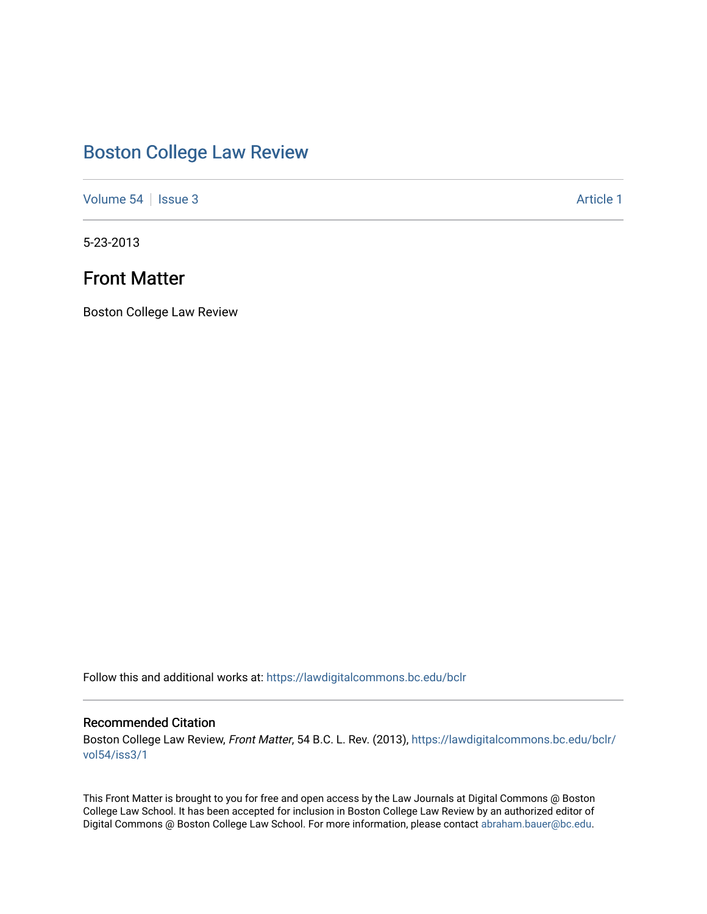# Boston College Law Review

Volume 54 | Issue 3 Article 1

5-23-2013

## Front Matter

Boston College Law Review

Follow this and additional works at: https://lawdigitalcommons.bc.edu/bclr

### Recommended Citation

Boston College Law Review, *Front Matter*, 54 B.C. L. Rev. (2013), https://lawdigitalcommons.bc.edu/bclr/vol54/iss3/1

This Front Matter is brought to you for free and open access by the Law Journals at Digital Commons @ Boston College Law School. It has been accepted for inclusion in Boston College Law Review by an authorized editor of Digital Commons @ Boston College Law School. For more information, please contact abraham.bauer@bc.edu.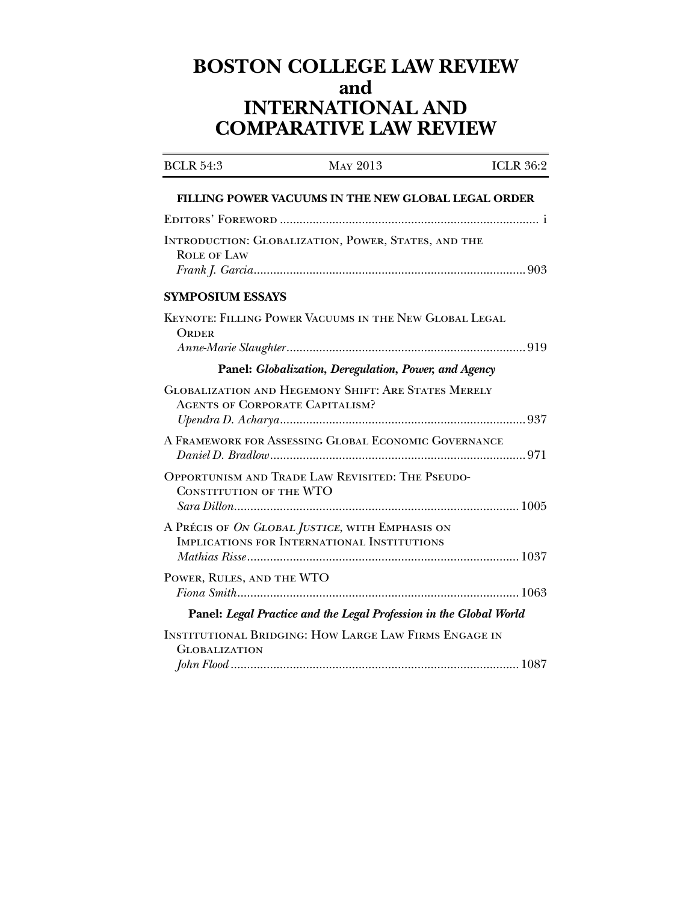# BOSTON COLLEGE LAW REVIEW
# and
# INTERNATIONAL AND COMPARATIVE LAW REVIEW

| BCLR 54:3 | May 2013 | ICLR 36:2 |
|---|---|---|

**FILLING POWER VACUUMS IN THE NEW GLOBAL LEGAL ORDER**

Editors' Foreword ............................................................................ i

Introduction: Globalization, Power, States, and the Role of Law
*Frank J. Garcia* ............................................................................ 903

## SYMPOSIUM ESSAYS

Keynote: Filling Power Vacuums in the New Global Legal Order
*Anne-Marie Slaughter* ............................................................................ 919

### Panel: *Globalization, Deregulation, Power, and Agency*

Globalization and Hegemony Shift: Are States Merely Agents of Corporate Capitalism?
*Upendra D. Acharya* ............................................................................ 937

A Framework for Assessing Global Economic Governance
*Daniel D. Bradlow* ............................................................................ 971

Opportunism and Trade Law Revisited: The Pseudo-Constitution of the WTO
*Sara Dillon* ............................................................................ 1005

A Précis of *On Global Justice*, with Emphasis on Implications for International Institutions
*Mathias Risse* ............................................................................ 1037

Power, Rules, and the WTO
*Fiona Smith* ............................................................................ 1063

### Panel: *Legal Practice and the Legal Profession in the Global World*

Institutional Bridging: How Large Law Firms Engage in Globalization
*John Flood* ............................................................................ 1087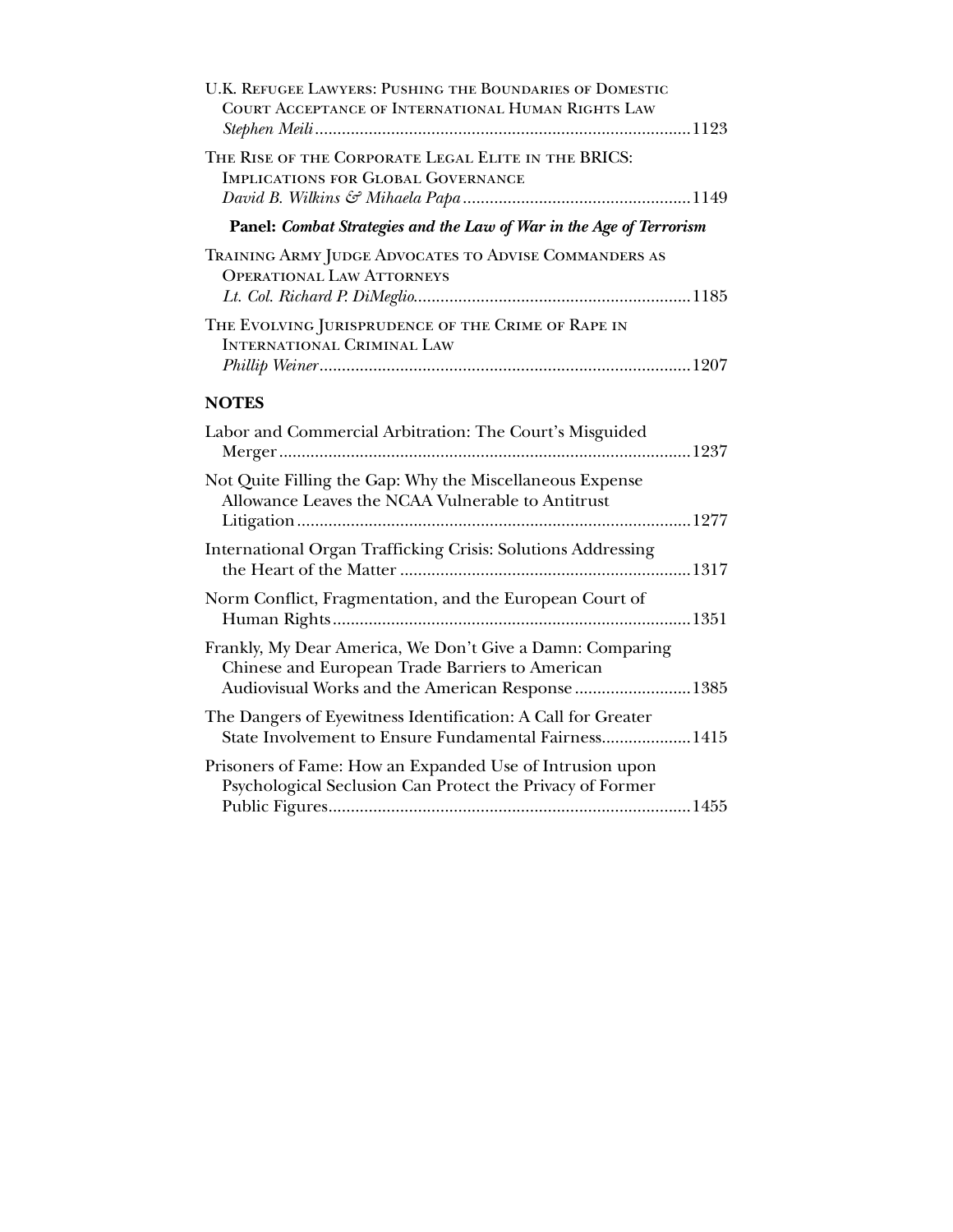U.K. Refugee Lawyers: Pushing the Boundaries of Domestic Court Acceptance of International Human Rights Law
*Stephen Meili* .......... 1123

The Rise of the Corporate Legal Elite in the BRICS: Implications for Global Governance
*David B. Wilkins & Mihaela Papa* .......... 1149

**Panel: *Combat Strategies and the Law of War in the Age of Terrorism***

Training Army Judge Advocates to Advise Commanders as Operational Law Attorneys
*Lt. Col. Richard P. DiMeglio* .......... 1185

The Evolving Jurisprudence of the Crime of Rape in International Criminal Law
*Phillip Weiner* .......... 1207

## NOTES

Labor and Commercial Arbitration: The Court's Misguided Merger .......... 1237

Not Quite Filling the Gap: Why the Miscellaneous Expense Allowance Leaves the NCAA Vulnerable to Antitrust Litigation .......... 1277

International Organ Trafficking Crisis: Solutions Addressing the Heart of the Matter .......... 1317

Norm Conflict, Fragmentation, and the European Court of Human Rights .......... 1351

Frankly, My Dear America, We Don't Give a Damn: Comparing Chinese and European Trade Barriers to American Audiovisual Works and the American Response .......... 1385

The Dangers of Eyewitness Identification: A Call for Greater State Involvement to Ensure Fundamental Fairness .......... 1415

Prisoners of Fame: How an Expanded Use of Intrusion upon Psychological Seclusion Can Protect the Privacy of Former Public Figures .......... 1455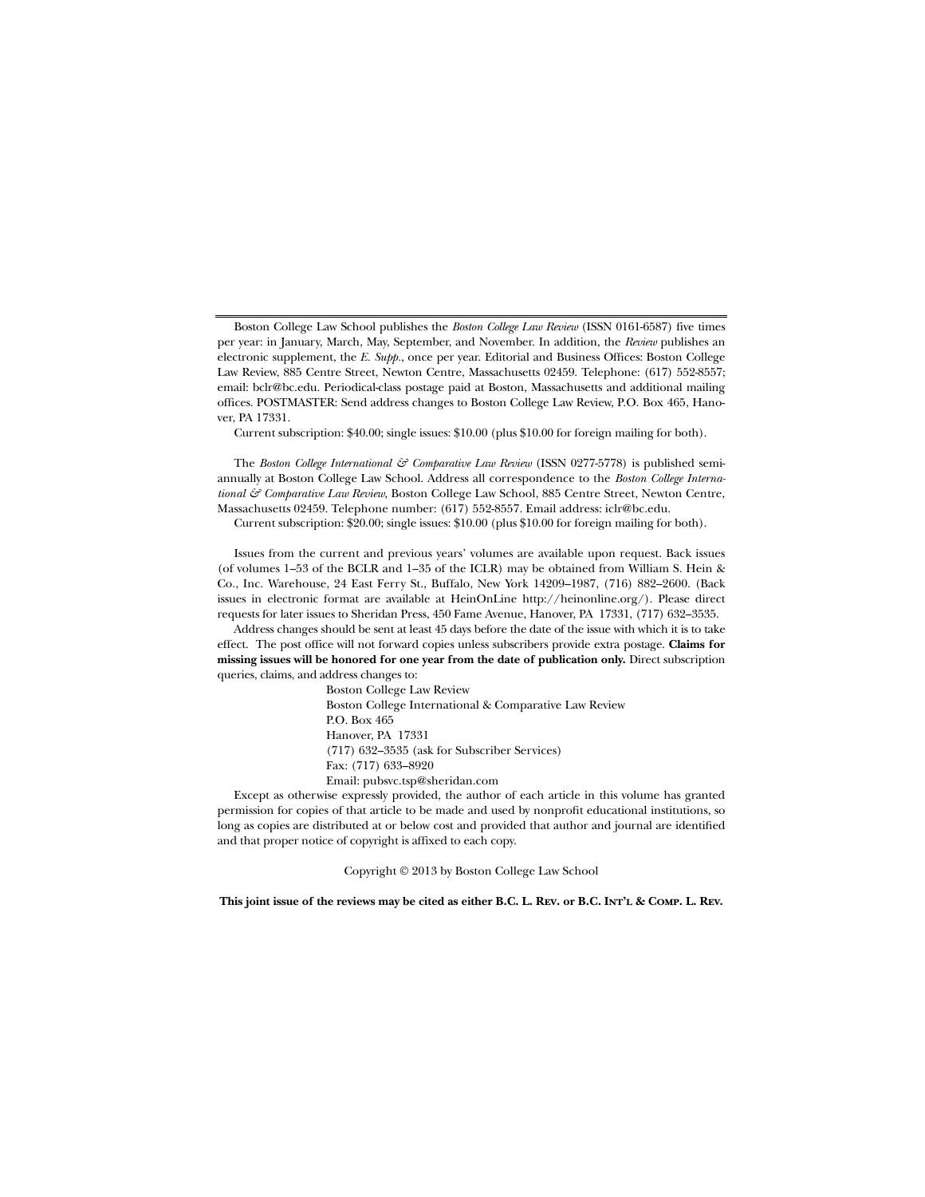Boston College Law School publishes the *Boston College Law Review* (ISSN 0161-6587) five times per year: in January, March, May, September, and November. In addition, the *Review* publishes an electronic supplement, the *E. Supp.*, once per year. Editorial and Business Offices: Boston College Law Review, 885 Centre Street, Newton Centre, Massachusetts 02459. Telephone: (617) 552-8557; email: bclr@bc.edu. Periodical-class postage paid at Boston, Massachusetts and additional mailing offices. POSTMASTER: Send address changes to Boston College Law Review, P.O. Box 465, Hanover, PA 17331.

Current subscription: $40.00; single issues: $10.00 (plus $10.00 for foreign mailing for both).

The *Boston College International & Comparative Law Review* (ISSN 0277-5778) is published semi-annually at Boston College Law School. Address all correspondence to the *Boston College International & Comparative Law Review*, Boston College Law School, 885 Centre Street, Newton Centre, Massachusetts 02459. Telephone number: (617) 552-8557. Email address: iclr@bc.edu.

Current subscription: $20.00; single issues: $10.00 (plus $10.00 for foreign mailing for both).

Issues from the current and previous years' volumes are available upon request. Back issues (of volumes 1–53 of the BCLR and 1–35 of the ICLR) may be obtained from William S. Hein & Co., Inc. Warehouse, 24 East Ferry St., Buffalo, New York 14209–1987, (716) 882–2600. (Back issues in electronic format are available at HeinOnLine http://heinonline.org/). Please direct requests for later issues to Sheridan Press, 450 Fame Avenue, Hanover, PA 17331, (717) 632–3535.

Address changes should be sent at least 45 days before the date of the issue with which it is to take effect. The post office will not forward copies unless subscribers provide extra postage. **Claims for missing issues will be honored for one year from the date of publication only.** Direct subscription queries, claims, and address changes to:

Boston College Law Review
Boston College International & Comparative Law Review
P.O. Box 465
Hanover, PA 17331
(717) 632–3535 (ask for Subscriber Services)
Fax: (717) 633–8920
Email: pubsvc.tsp@sheridan.com

Except as otherwise expressly provided, the author of each article in this volume has granted permission for copies of that article to be made and used by nonprofit educational institutions, so long as copies are distributed at or below cost and provided that author and journal are identified and that proper notice of copyright is affixed to each copy.

Copyright © 2013 by Boston College Law School

**This joint issue of the reviews may be cited as either B.C. L. Rev. or B.C. Int'l & Comp. L. Rev.**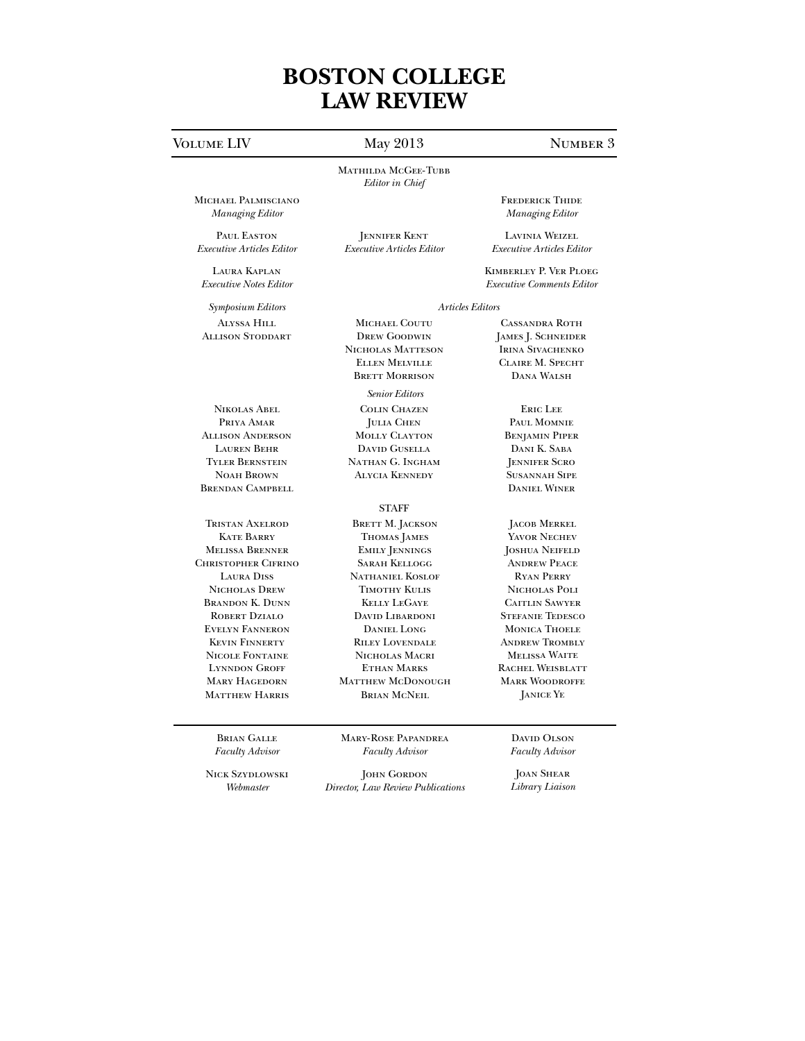# BOSTON COLLEGE LAW REVIEW

Volume LIV — May 2013 — Number 3

Mathilda McGee-Tubb
*Editor in Chief*

Michael Palmisciano
*Managing Editor*

Frederick Thide
*Managing Editor*

Paul Easton
*Executive Articles Editor*

Jennifer Kent
*Executive Articles Editor*

Lavinia Weizel
*Executive Articles Editor*

Laura Kaplan
*Executive Notes Editor*

Kimberley P. Ver Ploeg
*Executive Comments Editor*

*Symposium Editors*

Alyssa Hill
Allison Stoddart

*Articles Editors*

Michael Coutu
Drew Goodwin
Nicholas Matteson
Ellen Melville
Brett Morrison
Cassandra Roth
James J. Schneider
Irina Sivachenko
Claire M. Specht
Dana Walsh

*Senior Editors*

Nikolas Abel
Priya Amar
Allison Anderson
Lauren Behr
Tyler Bernstein
Noah Brown
Brendan Campbell
Colin Chazen
Julia Chen
Molly Clayton
David Gusella
Nathan G. Ingham
Alycia Kennedy
Eric Lee
Paul Momnie
Benjamin Piper
Dani K. Saba
Jennifer Scro
Susannah Sipe
Daniel Winer

STAFF

Tristan Axelrod
Kate Barry
Melissa Brenner
Christopher Cifrino
Laura Diss
Nicholas Drew
Brandon K. Dunn
Robert Dzialo
Evelyn Fanneron
Kevin Finnerty
Nicole Fontaine
Lynndon Groff
Mary Hagedorn
Matthew Harris
Brett M. Jackson
Thomas James
Emily Jennings
Sarah Kellogg
Nathaniel Koslof
Timothy Kulis
Kelly LeGaye
David Libardoni
Daniel Long
Riley Lovendale
Nicholas Macri
Ethan Marks
Matthew McDonough
Brian McNeil
Jacob Merkel
Yavor Nechev
Joshua Neifeld
Andrew Peace
Ryan Perry
Nicholas Poli
Caitlin Sawyer
Stefanie Tedesco
Monica Thoele
Andrew Trombly
Melissa Waite
Rachel Weisblatt
Mark Woodroffe
Janice Ye

---

Brian Galle
*Faculty Advisor*

Mary-Rose Papandrea
*Faculty Advisor*

David Olson
*Faculty Advisor*

Nick Szydlowski
*Webmaster*

John Gordon
*Director, Law Review Publications*

Joan Shear
*Library Liaison*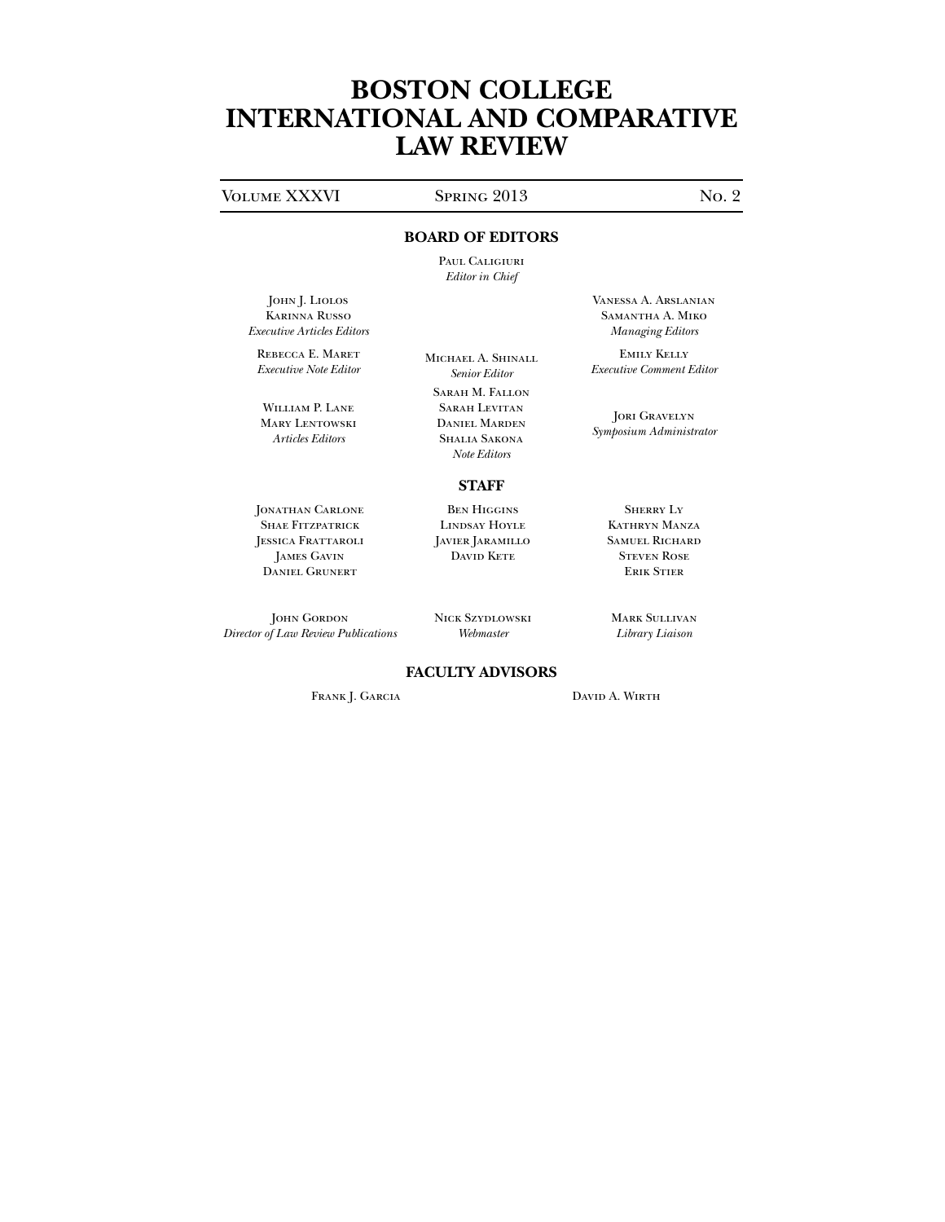# BOSTON COLLEGE INTERNATIONAL AND COMPARATIVE LAW REVIEW

Volume XXXVI | Spring 2013 | No. 2

## BOARD OF EDITORS

Paul Caligiuri
*Editor in Chief*

John J. Liolos
Karinna Russo
*Executive Articles Editors*

Vanessa A. Arslanian
Samantha A. Miko
*Managing Editors*

Rebecca E. Maret
*Executive Note Editor*

Michael A. Shinall
*Senior Editor*

Emily Kelly
*Executive Comment Editor*

William P. Lane
Mary Lentowski
*Articles Editors*

Sarah M. Fallon
Sarah Levitan
Daniel Marden
Shalia Sakona
*Note Editors*

Jori Gravelyn
*Symposium Administrator*

## STAFF

Jonathan Carlone
Shae Fitzpatrick
Jessica Frattaroli
James Gavin
Daniel Grunert

Ben Higgins
Lindsay Hoyle
Javier Jaramillo
David Kete

Sherry Ly
Kathryn Manza
Samuel Richard
Steven Rose
Erik Stier

John Gordon
*Director of Law Review Publications*

Nick Szydlowski
*Webmaster*

Mark Sullivan
*Library Liaison*

## FACULTY ADVISORS

Frank J. Garcia

David A. Wirth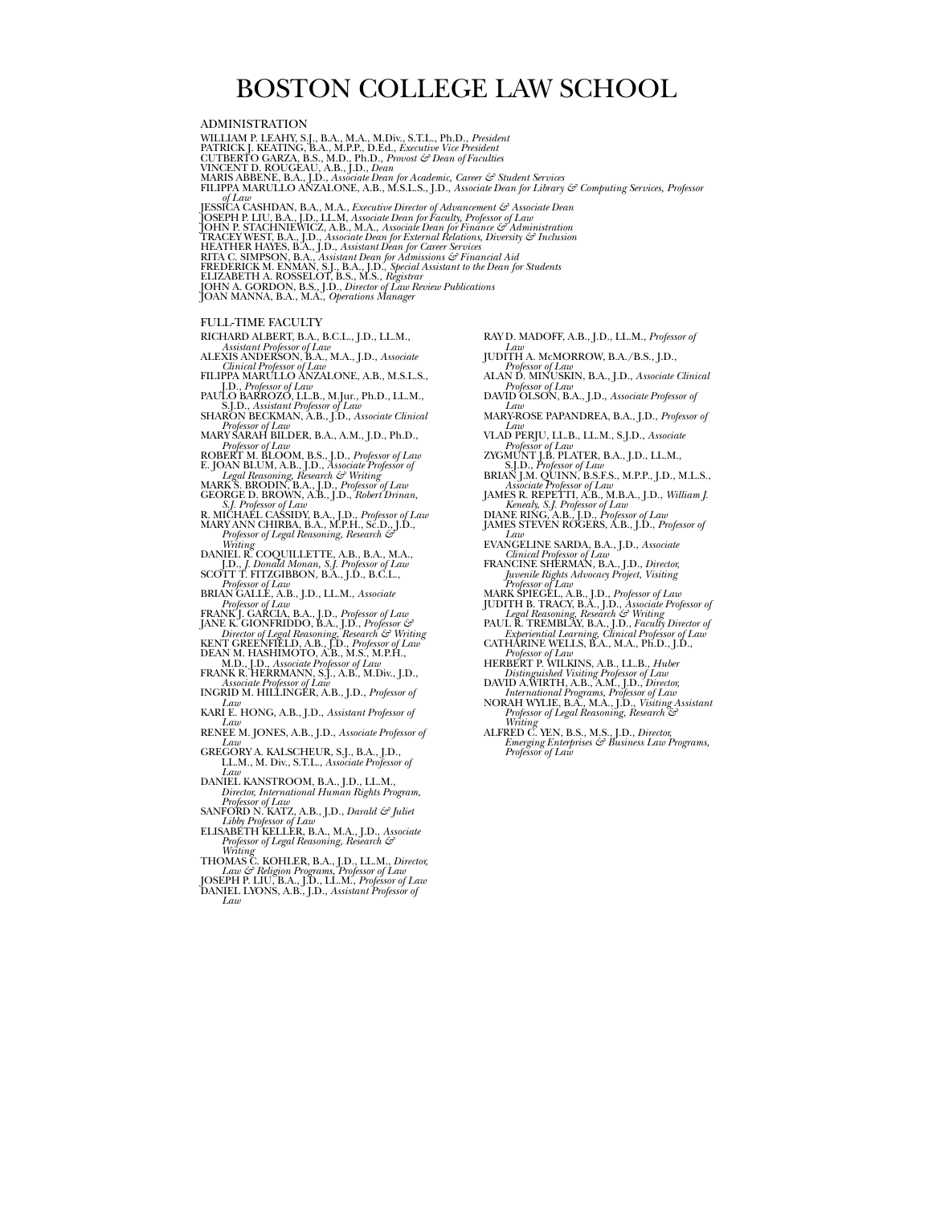# BOSTON COLLEGE LAW SCHOOL

## ADMINISTRATION

WILLIAM P. LEAHY, S.J., B.A., M.A., M.Div., S.T.L., Ph.D., *President*
PATRICK J. KEATING, B.A., M.P.P., D.Ed., *Executive Vice President*
CUTBERTO GARZA, B.S., M.D., Ph.D., *Provost & Dean of Faculties*
VINCENT D. ROUGEAU, A.B., J.D., *Dean*
MARIS ABBENE, B.A., J.D., *Associate Dean for Academic, Career & Student Services*
FILIPPA MARULLO ANZALONE, A.B., M.S.L.S., J.D., *Associate Dean for Library & Computing Services, Professor of Law*
JESSICA CASHDAN, B.A., M.A., *Executive Director of Advancement & Associate Dean*
JOSEPH P. LIU, B.A., J.D., LL.M, *Associate Dean for Faculty, Professor of Law*
JOHN P. STACHNIEWICZ, A.B., M.A., *Associate Dean for Finance & Administration*
TRACEY WEST, B.A., J.D., *Associate Dean for External Relations, Diversity & Inclusion*
HEATHER HAYES, B.A., J.D., *Assistant Dean for Career Services*
RITA C. SIMPSON, B.A., *Assistant Dean for Admissions & Financial Aid*
FREDERICK M. ENMAN, S.J., B.A., J.D., *Special Assistant to the Dean for Students*
ELIZABETH A. ROSSELOT, B.S., M.S., *Registrar*
JOHN A. GORDON, B.S., J.D., *Director of Law Review Publications*
JOAN MANNA, B.A., M.A., *Operations Manager*

## FULL-TIME FACULTY

RICHARD ALBERT, B.A., B.C.L., J.D., LL.M., *Assistant Professor of Law*
ALEXIS ANDERSON, B.A., M.A., J.D., *Associate Clinical Professor of Law*
FILIPPA MARULLO ANZALONE, A.B., M.S.L.S., J.D., *Professor of Law*
PAULO BARROZO, LL.B., M.Jur., Ph.D., LL.M., S.J.D., *Assistant Professor of Law*
SHARON BECKMAN, A.B., J.D., *Associate Clinical Professor of Law*
MARY SARAH BILDER, B.A., A.M., J.D., Ph.D., *Professor of Law*
ROBERT M. BLOOM, B.S., J.D., *Professor of Law*
E. JOAN BLUM, A.B., J.D., *Associate Professor of Legal Reasoning, Research & Writing*
MARK S. BRODIN, B.A., J.D., *Professor of Law*
GEORGE D. BROWN, A.B., J.D., *Robert Drinan, S.J. Professor of Law*
R. MICHAEL CASSIDY, B.A., J.D., *Professor of Law*
MARY ANN CHIRBA, B.A., M.P.H., Sc.D., J.D., *Professor of Legal Reasoning, Research & Writing*
DANIEL R. COQUILLETTE, A.B., B.A., M.A., J.D., *J. Donald Monan, S.J. Professor of Law*
SCOTT T. FITZGIBBON, B.A., J.D., B.C.L., *Professor of Law*
BRIAN GALLE, A.B., J.D., LL.M., *Associate Professor of Law*
FRANK J. GARCIA, B.A., J.D., *Professor of Law*
JANE K. GIONFRIDDO, B.A., J.D., *Professor & Director of Legal Reasoning, Research & Writing*
KENT GREENFIELD, A.B., J.D., *Professor of Law*
DEAN M. HASHIMOTO, A.B., M.S., M.P.H., M.D., J.D., *Associate Professor of Law*
FRANK R. HERRMANN, S.J., A.B., M.Div., J.D., *Associate Professor of Law*
INGRID M. HILLINGER, A.B., J.D., *Professor of Law*
KARI E. HONG, A.B., J.D., *Assistant Professor of Law*
RENEE M. JONES, A.B., J.D., *Associate Professor of Law*
GREGORY A. KALSCHEUR, S.J., B.A., J.D., LL.M., M. Div., S.T.L., *Associate Professor of Law*
DANIEL KANSTROOM, B.A., J.D., LL.M., *Director, International Human Rights Program, Professor of Law*
SANFORD N. KATZ, A.B., J.D., *Darald & Juliet Libby Professor of Law*
ELISABETH KELLER, B.A., M.A., J.D., *Associate Professor of Legal Reasoning, Research & Writing*
THOMAS C. KOHLER, B.A., J.D., LL.M., *Director, Law & Religion Programs, Professor of Law*
JOSEPH P. LIU, B.A., J.D., LL.M., *Professor of Law*
DANIEL LYONS, A.B., J.D., *Assistant Professor of Law*
RAY D. MADOFF, A.B., J.D., LL.M., *Professor of Law*
JUDITH A. McMORROW, B.A./B.S., J.D., *Professor of Law*
ALAN D. MINUSKIN, B.A., J.D., *Associate Clinical Professor of Law*
DAVID OLSON, B.A., J.D., *Associate Professor of Law*
MARY-ROSE PAPANDREA, B.A., J.D., *Professor of Law*
VLAD PERJU, LL.B., LL.M., S.J.D., *Associate Professor of Law*
ZYGMUNT J.B. PLATER, B.A., J.D., LL.M., S.J.D., *Professor of Law*
BRIAN J.M. QUINN, B.S.F.S., M.P.P., J.D., M.L.S., *Associate Professor of Law*
JAMES R. REPETTI, A.B., M.B.A., J.D., *William J. Kenealy, S.J. Professor of Law*
DIANE RING, A.B., J.D., *Professor of Law*
JAMES STEVEN ROGERS, A.B., J.D., *Professor of Law*
EVANGELINE SARDA, B.A., J.D., *Associate Clinical Professor of Law*
FRANCINE SHERMAN, B.A., J.D., *Director, Juvenile Rights Advocacy Project, Visiting Professor of Law*
MARK SPIEGEL, A.B., J.D., *Professor of Law*
JUDITH B. TRACY, B.A., J.D., *Associate Professor of Legal Reasoning, Research & Writing*
PAUL R. TREMBLAY, B.A., J.D., *Faculty Director of Experiential Learning, Clinical Professor of Law*
CATHARINE WELLS, B.A., M.A., Ph.D., J.D., *Professor of Law*
HERBERT P. WILKINS, A.B., LL.B., *Huber Distinguished Visiting Professor of Law*
DAVID A.WIRTH, A.B., A.M., J.D., *Director, International Programs, Professor of Law*
NORAH WYLIE, B.A., M.A., J.D., *Visiting Assistant Professor of Legal Reasoning, Research & Writing*
ALFRED C. YEN, B.S., M.S., J.D., *Director, Emerging Enterprises & Business Law Programs, Professor of Law*